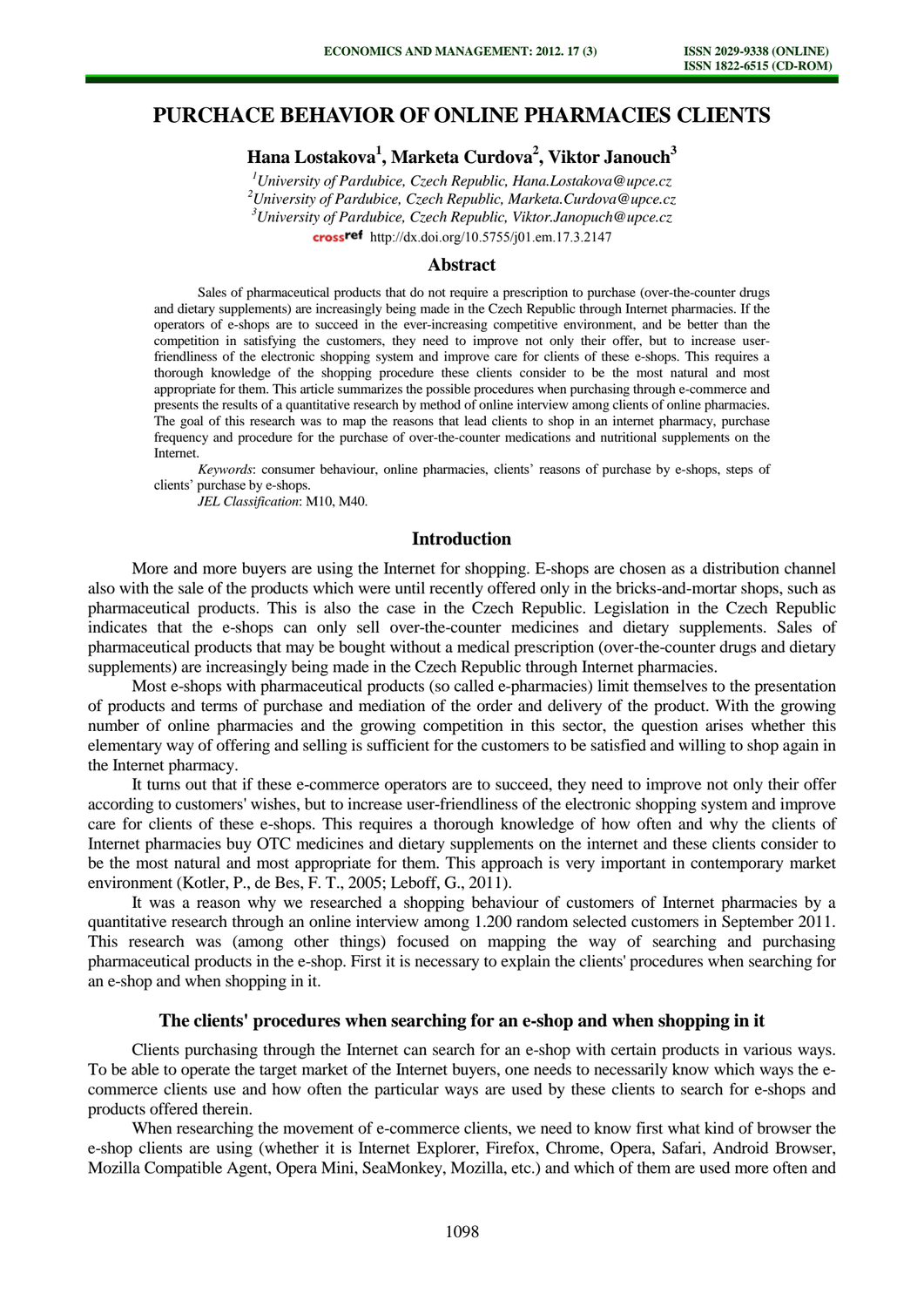# PURCHACE BEHAVIOR OF ONLINE PHARMACIES CLIENTS

**Hana Lostakova[1], Marketa Curdova[2], Viktor Janouch[3]**

[1]*University of Pardubice, Czech Republic, Hana.Lostakova@upce.cz*
[2]*University of Pardubice, Czech Republic, Marketa.Curdova@upce.cz*
[3]*University of Pardubice, Czech Republic, Viktor.Janopuch@upce.cz*

crossref http://dx.doi.org/10.5755/j01.em.17.3.2147

## Abstract

Sales of pharmaceutical products that do not require a prescription to purchase (over-the-counter drugs and dietary supplements) are increasingly being made in the Czech Republic through Internet pharmacies. If the operators of e-shops are to succeed in the ever-increasing competitive environment, and be better than the competition in satisfying the customers, they need to improve not only their offer, but to increase user-friendliness of the electronic shopping system and improve care for clients of these e-shops. This requires a thorough knowledge of the shopping procedure these clients consider to be the most natural and most appropriate for them. This article summarizes the possible procedures when purchasing through e-commerce and presents the results of a quantitative research by method of online interview among clients of online pharmacies. The goal of this research was to map the reasons that lead clients to shop in an internet pharmacy, purchase frequency and procedure for the purchase of over-the-counter medications and nutritional supplements on the Internet.

*Keywords*: consumer behaviour, online pharmacies, clients' reasons of purchase by e-shops, steps of clients' purchase by e-shops.

*JEL Classification*: M10, M40.

## Introduction

More and more buyers are using the Internet for shopping. E-shops are chosen as a distribution channel also with the sale of the products which were until recently offered only in the bricks-and-mortar shops, such as pharmaceutical products. This is also the case in the Czech Republic. Legislation in the Czech Republic indicates that the e-shops can only sell over-the-counter medicines and dietary supplements. Sales of pharmaceutical products that may be bought without a medical prescription (over-the-counter drugs and dietary supplements) are increasingly being made in the Czech Republic through Internet pharmacies.

Most e-shops with pharmaceutical products (so called e-pharmacies) limit themselves to the presentation of products and terms of purchase and mediation of the order and delivery of the product. With the growing number of online pharmacies and the growing competition in this sector, the question arises whether this elementary way of offering and selling is sufficient for the customers to be satisfied and willing to shop again in the Internet pharmacy.

It turns out that if these e-commerce operators are to succeed, they need to improve not only their offer according to customers' wishes, but to increase user-friendliness of the electronic shopping system and improve care for clients of these e-shops. This requires a thorough knowledge of how often and why the clients of Internet pharmacies buy OTC medicines and dietary supplements on the internet and these clients consider to be the most natural and most appropriate for them. This approach is very important in contemporary market environment (Kotler, P., de Bes, F. T., 2005; Leboff, G., 2011).

It was a reason why we researched a shopping behaviour of customers of Internet pharmacies by a quantitative research through an online interview among 1.200 random selected customers in September 2011. This research was (among other things) focused on mapping the way of searching and purchasing pharmaceutical products in the e-shop. First it is necessary to explain the clients' procedures when searching for an e-shop and when shopping in it.

### The clients' procedures when searching for an e-shop and when shopping in it

Clients purchasing through the Internet can search for an e-shop with certain products in various ways. To be able to operate the target market of the Internet buyers, one needs to necessarily know which ways the e-commerce clients use and how often the particular ways are used by these clients to search for e-shops and products offered therein.

When researching the movement of e-commerce clients, we need to know first what kind of browser the e-shop clients are using (whether it is Internet Explorer, Firefox, Chrome, Opera, Safari, Android Browser, Mozilla Compatible Agent, Opera Mini, SeaMonkey, Mozilla, etc.) and which of them are used more often and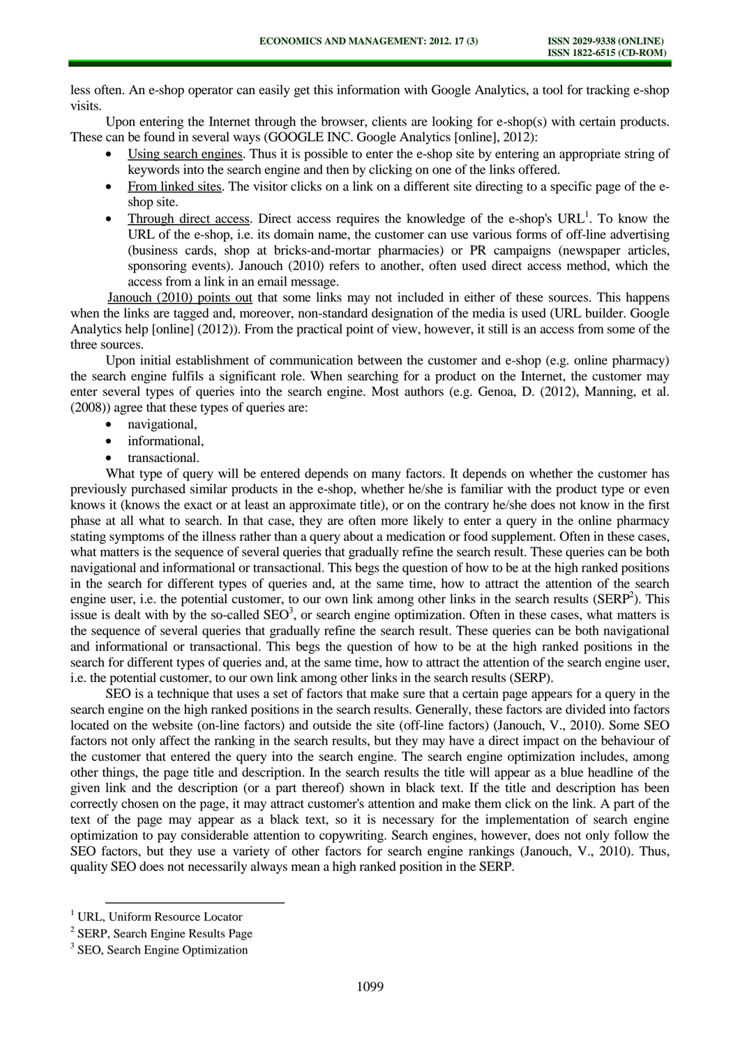less often. An e-shop operator can easily get this information with Google Analytics, a tool for tracking e-shop visits.

Upon entering the Internet through the browser, clients are looking for e-shop(s) with certain products. These can be found in several ways (GOOGLE INC. Google Analytics [online], 2012):

- Using search engines. Thus it is possible to enter the e-shop site by entering an appropriate string of keywords into the search engine and then by clicking on one of the links offered.
- From linked sites. The visitor clicks on a link on a different site directing to a specific page of the e-shop site.
- Through direct access. Direct access requires the knowledge of the e-shop's URL[1]. To know the URL of the e-shop, i.e. its domain name, the customer can use various forms of off-line advertising (business cards, shop at bricks-and-mortar pharmacies) or PR campaigns (newspaper articles, sponsoring events). Janouch (2010) refers to another, often used direct access method, which the access from a link in an email message.

Janouch (2010) points out that some links may not included in either of these sources. This happens when the links are tagged and, moreover, non-standard designation of the media is used (URL builder. Google Analytics help [online] (2012)). From the practical point of view, however, it still is an access from some of the three sources.

Upon initial establishment of communication between the customer and e-shop (e.g. online pharmacy) the search engine fulfils a significant role. When searching for a product on the Internet, the customer may enter several types of queries into the search engine. Most authors (e.g. Genoa, D. (2012), Manning, et al. (2008)) agree that these types of queries are:

- navigational,
- informational,
- transactional.

What type of query will be entered depends on many factors. It depends on whether the customer has previously purchased similar products in the e-shop, whether he/she is familiar with the product type or even knows it (knows the exact or at least an approximate title), or on the contrary he/she does not know in the first phase at all what to search. In that case, they are often more likely to enter a query in the online pharmacy stating symptoms of the illness rather than a query about a medication or food supplement. Often in these cases, what matters is the sequence of several queries that gradually refine the search result. These queries can be both navigational and informational or transactional. This begs the question of how to be at the high ranked positions in the search for different types of queries and, at the same time, how to attract the attention of the search engine user, i.e. the potential customer, to our own link among other links in the search results (SERP[2]). This issue is dealt with by the so-called SEO[3], or search engine optimization. Often in these cases, what matters is the sequence of several queries that gradually refine the search result. These queries can be both navigational and informational or transactional. This begs the question of how to be at the high ranked positions in the search for different types of queries and, at the same time, how to attract the attention of the search engine user, i.e. the potential customer, to our own link among other links in the search results (SERP).

SEO is a technique that uses a set of factors that make sure that a certain page appears for a query in the search engine on the high ranked positions in the search results. Generally, these factors are divided into factors located on the website (on-line factors) and outside the site (off-line factors) (Janouch, V., 2010). Some SEO factors not only affect the ranking in the search results, but they may have a direct impact on the behaviour of the customer that entered the query into the search engine. The search engine optimization includes, among other things, the page title and description. In the search results the title will appear as a blue headline of the given link and the description (or a part thereof) shown in black text. If the title and description has been correctly chosen on the page, it may attract customer's attention and make them click on the link. A part of the text of the page may appear as a black text, so it is necessary for the implementation of search engine optimization to pay considerable attention to copywriting. Search engines, however, does not only follow the SEO factors, but they use a variety of other factors for search engine rankings (Janouch, V., 2010). Thus, quality SEO does not necessarily always mean a high ranked position in the SERP.

---

[1] URL, Uniform Resource Locator

[2] SERP, Search Engine Results Page

[3] SEO, Search Engine Optimization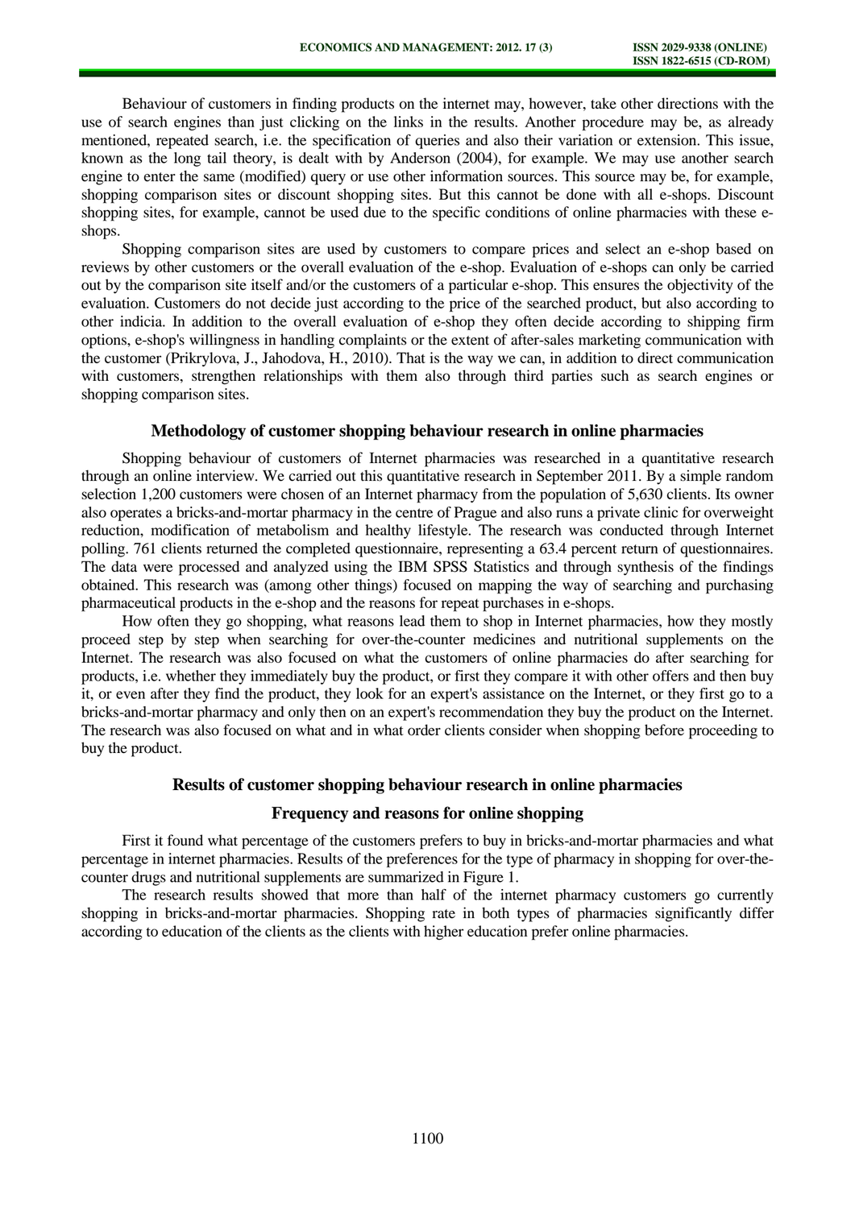Behaviour of customers in finding products on the internet may, however, take other directions with the use of search engines than just clicking on the links in the results. Another procedure may be, as already mentioned, repeated search, i.e. the specification of queries and also their variation or extension. This issue, known as the long tail theory, is dealt with by Anderson (2004), for example. We may use another search engine to enter the same (modified) query or use other information sources. This source may be, for example, shopping comparison sites or discount shopping sites. But this cannot be done with all e-shops. Discount shopping sites, for example, cannot be used due to the specific conditions of online pharmacies with these e-shops.

Shopping comparison sites are used by customers to compare prices and select an e-shop based on reviews by other customers or the overall evaluation of the e-shop. Evaluation of e-shops can only be carried out by the comparison site itself and/or the customers of a particular e-shop. This ensures the objectivity of the evaluation. Customers do not decide just according to the price of the searched product, but also according to other indicia. In addition to the overall evaluation of e-shop they often decide according to shipping firm options, e-shop's willingness in handling complaints or the extent of after-sales marketing communication with the customer (Prikrylova, J., Jahodova, H., 2010). That is the way we can, in addition to direct communication with customers, strengthen relationships with them also through third parties such as search engines or shopping comparison sites.

## Methodology of customer shopping behaviour research in online pharmacies

Shopping behaviour of customers of Internet pharmacies was researched in a quantitative research through an online interview. We carried out this quantitative research in September 2011. By a simple random selection 1,200 customers were chosen of an Internet pharmacy from the population of 5,630 clients. Its owner also operates a bricks-and-mortar pharmacy in the centre of Prague and also runs a private clinic for overweight reduction, modification of metabolism and healthy lifestyle. The research was conducted through Internet polling. 761 clients returned the completed questionnaire, representing a 63.4 percent return of questionnaires. The data were processed and analyzed using the IBM SPSS Statistics and through synthesis of the findings obtained. This research was (among other things) focused on mapping the way of searching and purchasing pharmaceutical products in the e-shop and the reasons for repeat purchases in e-shops.

How often they go shopping, what reasons lead them to shop in Internet pharmacies, how they mostly proceed step by step when searching for over-the-counter medicines and nutritional supplements on the Internet. The research was also focused on what the customers of online pharmacies do after searching for products, i.e. whether they immediately buy the product, or first they compare it with other offers and then buy it, or even after they find the product, they look for an expert's assistance on the Internet, or they first go to a bricks-and-mortar pharmacy and only then on an expert's recommendation they buy the product on the Internet. The research was also focused on what and in what order clients consider when shopping before proceeding to buy the product.

## Results of customer shopping behaviour research in online pharmacies

### Frequency and reasons for online shopping

First it found what percentage of the customers prefers to buy in bricks-and-mortar pharmacies and what percentage in internet pharmacies. Results of the preferences for the type of pharmacy in shopping for over-the-counter drugs and nutritional supplements are summarized in Figure 1.

The research results showed that more than half of the internet pharmacy customers go currently shopping in bricks-and-mortar pharmacies. Shopping rate in both types of pharmacies significantly differ according to education of the clients as the clients with higher education prefer online pharmacies.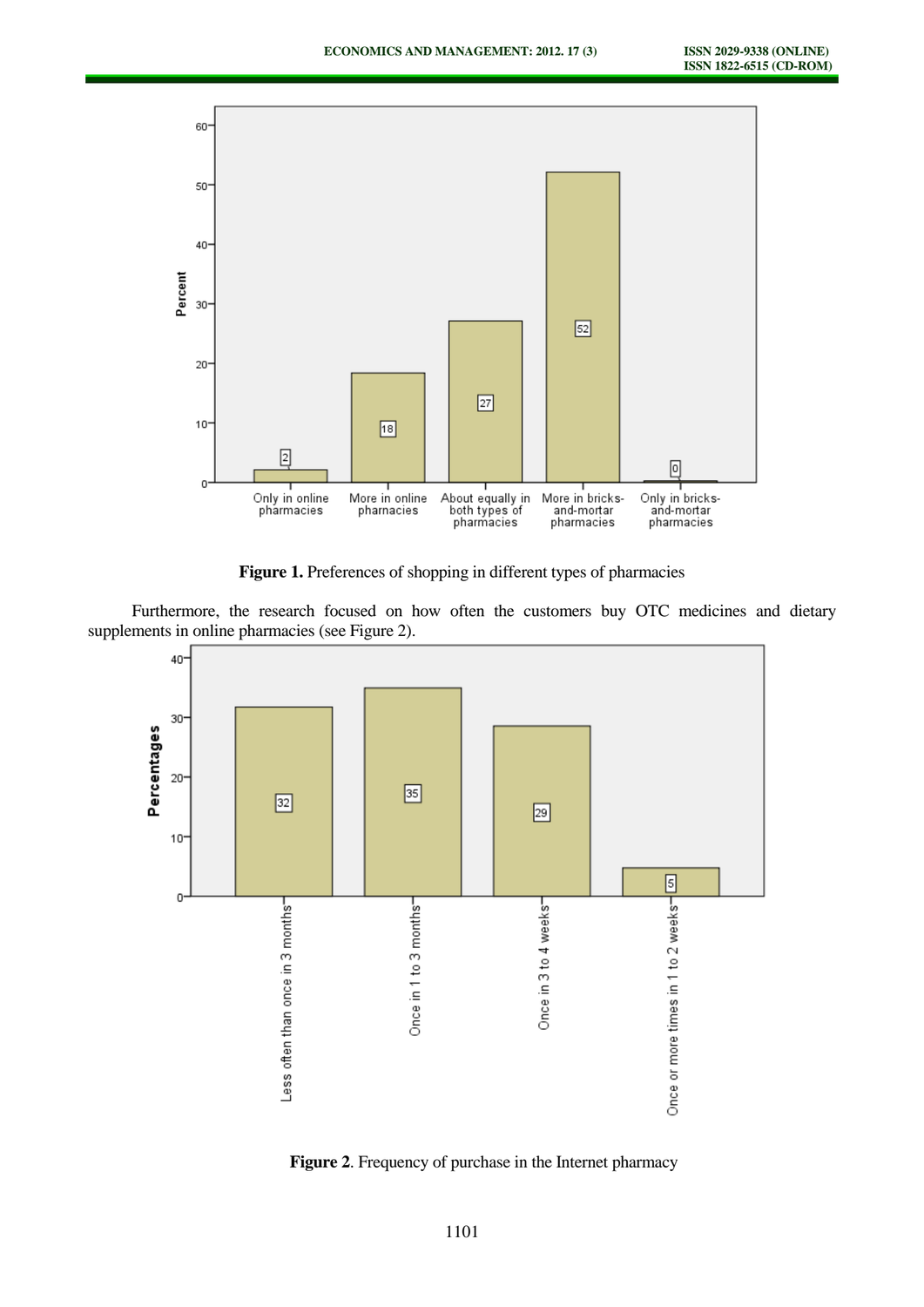**Figure 1.** Preferences of shopping in different types of pharmacies

Furthermore, the research focused on how often the customers buy OTC medicines and dietary supplements in online pharmacies (see Figure 2).

**Figure 2**. Frequency of purchase in the Internet pharmacy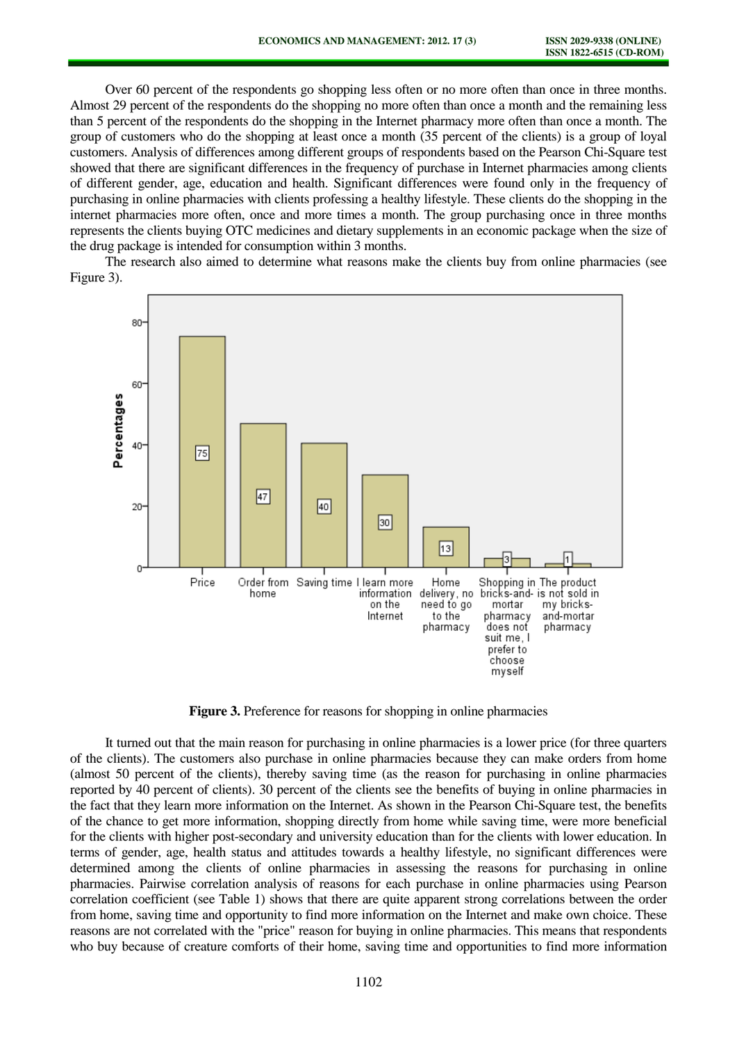Over 60 percent of the respondents go shopping less often or no more often than once in three months. Almost 29 percent of the respondents do the shopping no more often than once a month and the remaining less than 5 percent of the respondents do the shopping in the Internet pharmacy more often than once a month. The group of customers who do the shopping at least once a month (35 percent of the clients) is a group of loyal customers. Analysis of differences among different groups of respondents based on the Pearson Chi-Square test showed that there are significant differences in the frequency of purchase in Internet pharmacies among clients of different gender, age, education and health. Significant differences were found only in the frequency of purchasing in online pharmacies with clients professing a healthy lifestyle. These clients do the shopping in the internet pharmacies more often, once and more times a month. The group purchasing once in three months represents the clients buying OTC medicines and dietary supplements in an economic package when the size of the drug package is intended for consumption within 3 months.

The research also aimed to determine what reasons make the clients buy from online pharmacies (see Figure 3).

**Figure 3.** Preference for reasons for shopping in online pharmacies

It turned out that the main reason for purchasing in online pharmacies is a lower price (for three quarters of the clients). The customers also purchase in online pharmacies because they can make orders from home (almost 50 percent of the clients), thereby saving time (as the reason for purchasing in online pharmacies reported by 40 percent of clients). 30 percent of the clients see the benefits of buying in online pharmacies in the fact that they learn more information on the Internet. As shown in the Pearson Chi-Square test, the benefits of the chance to get more information, shopping directly from home while saving time, were more beneficial for the clients with higher post-secondary and university education than for the clients with lower education. In terms of gender, age, health status and attitudes towards a healthy lifestyle, no significant differences were determined among the clients of online pharmacies in assessing the reasons for purchasing in online pharmacies. Pairwise correlation analysis of reasons for each purchase in online pharmacies using Pearson correlation coefficient (see Table 1) shows that there are quite apparent strong correlations between the order from home, saving time and opportunity to find more information on the Internet and make own choice. These reasons are not correlated with the "price" reason for buying in online pharmacies. This means that respondents who buy because of creature comforts of their home, saving time and opportunities to find more information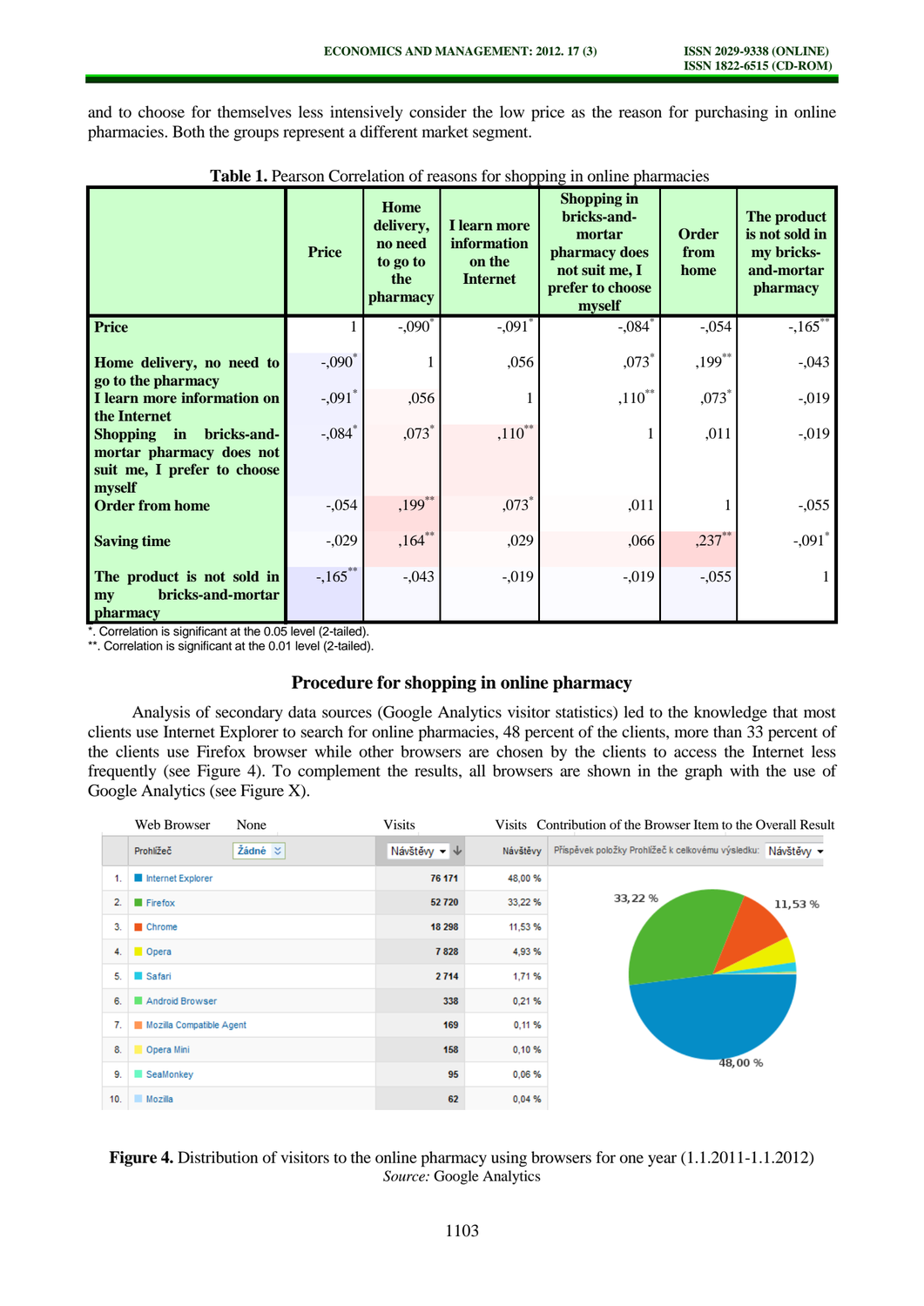and to choose for themselves less intensively consider the low price as the reason for purchasing in online pharmacies. Both the groups represent a different market segment.

**Table 1.** Pearson Correlation of reasons for shopping in online pharmacies

| | Price | Home delivery, no need to go to the pharmacy | I learn more information on the Internet | Shopping in bricks-and-mortar pharmacy does not suit me, I prefer to choose myself | Order from home | The product is not sold in my bricks-and-mortar pharmacy |
|---|---|---|---|---|---|---|
| **Price** | 1 | -,090* | -,091* | -,084* | -,054 | -,165** |
| **Home delivery, no need to go to the pharmacy** | -,090* | 1 | ,056 | ,073* | ,199** | -,043 |
| **I learn more information on the Internet** | -,091* | ,056 | 1 | ,110** | ,073* | -,019 |
| **Shopping in bricks-and-mortar pharmacy does not suit me, I prefer to choose myself** | -,084* | ,073* | ,110** | 1 | ,011 | -,019 |
| **Order from home** | -,054 | ,199** | ,073* | ,011 | 1 | -,055 |
| **Saving time** | -,029 | ,164** | ,029 | ,066 | ,237** | -,091* |
| **The product is not sold in my bricks-and-mortar pharmacy** | -,165** | -,043 | -,019 | -,019 | -,055 | 1 |

*. Correlation is significant at the 0.05 level (2-tailed).
**. Correlation is significant at the 0.01 level (2-tailed).

## Procedure for shopping in online pharmacy

Analysis of secondary data sources (Google Analytics visitor statistics) led to the knowledge that most clients use Internet Explorer to search for online pharmacies, 48 percent of the clients, more than 33 percent of the clients use Firefox browser while other browsers are chosen by the clients to access the Internet less frequently (see Figure 4). To complement the results, all browsers are shown in the graph with the use of Google Analytics (see Figure X).

| | Web Browser (Prohlížeč) | Visits (Návštěvy) | Visits (Návštěvy) |
|---|---|---|---|
| 1. | Internet Explorer | 76 171 | 48,00 % |
| 2. | Firefox | 52 720 | 33,22 % |
| 3. | Chrome | 18 298 | 11,53 % |
| 4. | Opera | 7 828 | 4,93 % |
| 5. | Safari | 2 714 | 1,71 % |
| 6. | Android Browser | 338 | 0,21 % |
| 7. | Mozilla Compatible Agent | 169 | 0,11 % |
| 8. | Opera Mini | 158 | 0,10 % |
| 9. | SeaMonkey | 95 | 0,06 % |
| 10. | Mozilla | 62 | 0,04 % |

Contribution of the Browser Item to the Overall Result (Příspěvek položky Prohlížeč k celkovému výsledku: Návštěvy): 33,22 %; 11,53 %; 48,00 %

**Figure 4.** Distribution of visitors to the online pharmacy using browsers for one year (1.1.2011-1.1.2012)
*Source:* Google Analytics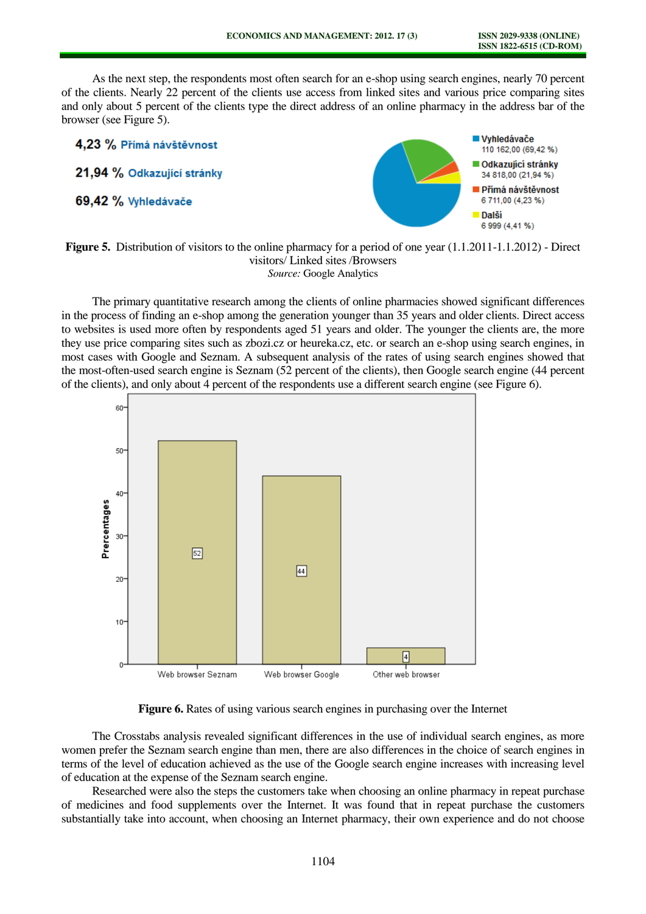As the next step, the respondents most often search for an e-shop using search engines, nearly 70 percent of the clients. Nearly 22 percent of the clients use access from linked sites and various price comparing sites and only about 5 percent of the clients type the direct address of an online pharmacy in the address bar of the browser (see Figure 5).

**Figure 5.** Distribution of visitors to the online pharmacy for a period of one year (1.1.2011-1.1.2012) - Direct visitors/ Linked sites /Browsers

*Source:* Google Analytics

The primary quantitative research among the clients of online pharmacies showed significant differences in the process of finding an e-shop among the generation younger than 35 years and older clients. Direct access to websites is used more often by respondents aged 51 years and older. The younger the clients are, the more they use price comparing sites such as zbozi.cz or heureka.cz, etc. or search an e-shop using search engines, in most cases with Google and Seznam. A subsequent analysis of the rates of using search engines showed that the most-often-used search engine is Seznam (52 percent of the clients), then Google search engine (44 percent of the clients), and only about 4 percent of the respondents use a different search engine (see Figure 6).

**Figure 6.** Rates of using various search engines in purchasing over the Internet

The Crosstabs analysis revealed significant differences in the use of individual search engines, as more women prefer the Seznam search engine than men, there are also differences in the choice of search engines in terms of the level of education achieved as the use of the Google search engine increases with increasing level of education at the expense of the Seznam search engine.

Researched were also the steps the customers take when choosing an online pharmacy in repeat purchase of medicines and food supplements over the Internet. It was found that in repeat purchase the customers substantially take into account, when choosing an Internet pharmacy, their own experience and do not choose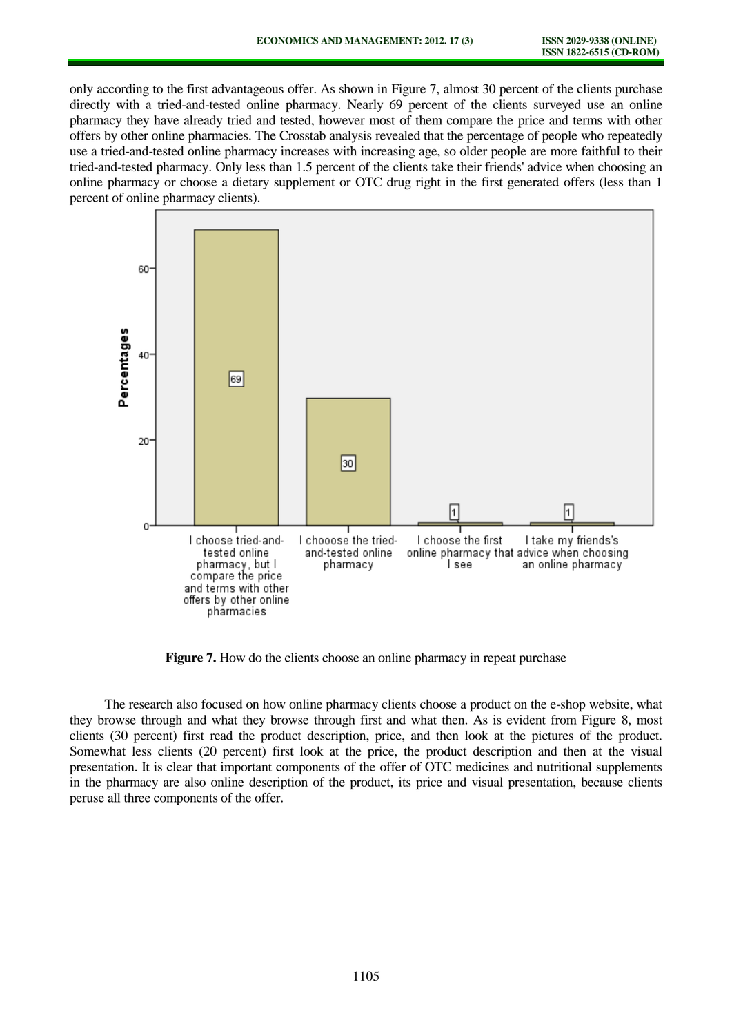only according to the first advantageous offer. As shown in Figure 7, almost 30 percent of the clients purchase directly with a tried-and-tested online pharmacy. Nearly 69 percent of the clients surveyed use an online pharmacy they have already tried and tested, however most of them compare the price and terms with other offers by other online pharmacies. The Crosstab analysis revealed that the percentage of people who repeatedly use a tried-and-tested online pharmacy increases with increasing age, so older people are more faithful to their tried-and-tested pharmacy. Only less than 1.5 percent of the clients take their friends' advice when choosing an online pharmacy or choose a dietary supplement or OTC drug right in the first generated offers (less than 1 percent of online pharmacy clients).

**Figure 7.** How do the clients choose an online pharmacy in repeat purchase

The research also focused on how online pharmacy clients choose a product on the e-shop website, what they browse through and what they browse through first and what then. As is evident from Figure 8, most clients (30 percent) first read the product description, price, and then look at the pictures of the product. Somewhat less clients (20 percent) first look at the price, the product description and then at the visual presentation. It is clear that important components of the offer of OTC medicines and nutritional supplements in the pharmacy are also online description of the product, its price and visual presentation, because clients peruse all three components of the offer.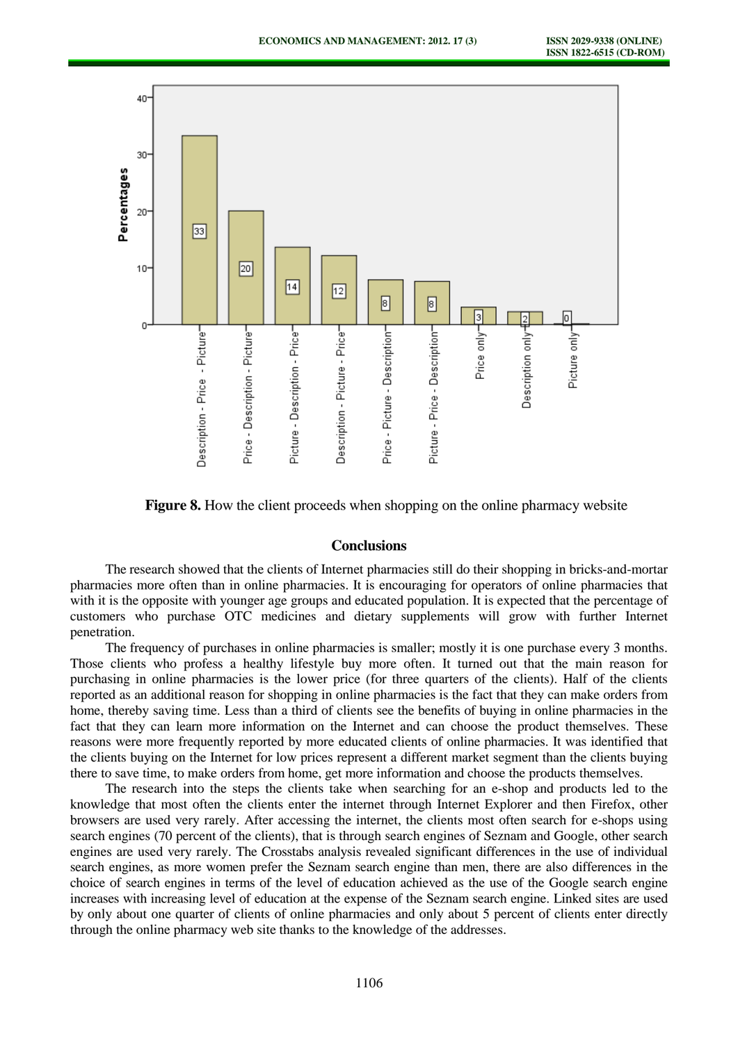**Figure 8.** How the client proceeds when shopping on the online pharmacy website

## Conclusions

The research showed that the clients of Internet pharmacies still do their shopping in bricks-and-mortar pharmacies more often than in online pharmacies. It is encouraging for operators of online pharmacies that with it is the opposite with younger age groups and educated population. It is expected that the percentage of customers who purchase OTC medicines and dietary supplements will grow with further Internet penetration.

The frequency of purchases in online pharmacies is smaller; mostly it is one purchase every 3 months. Those clients who profess a healthy lifestyle buy more often. It turned out that the main reason for purchasing in online pharmacies is the lower price (for three quarters of the clients). Half of the clients reported as an additional reason for shopping in online pharmacies is the fact that they can make orders from home, thereby saving time. Less than a third of clients see the benefits of buying in online pharmacies in the fact that they can learn more information on the Internet and can choose the product themselves. These reasons were more frequently reported by more educated clients of online pharmacies. It was identified that the clients buying on the Internet for low prices represent a different market segment than the clients buying there to save time, to make orders from home, get more information and choose the products themselves.

The research into the steps the clients take when searching for an e-shop and products led to the knowledge that most often the clients enter the internet through Internet Explorer and then Firefox, other browsers are used very rarely. After accessing the internet, the clients most often search for e-shops using search engines (70 percent of the clients), that is through search engines of Seznam and Google, other search engines are used very rarely. The Crosstabs analysis revealed significant differences in the use of individual search engines, as more women prefer the Seznam search engine than men, there are also differences in the choice of search engines in terms of the level of education achieved as the use of the Google search engine increases with increasing level of education at the expense of the Seznam search engine. Linked sites are used by only about one quarter of clients of online pharmacies and only about 5 percent of clients enter directly through the online pharmacy web site thanks to the knowledge of the addresses.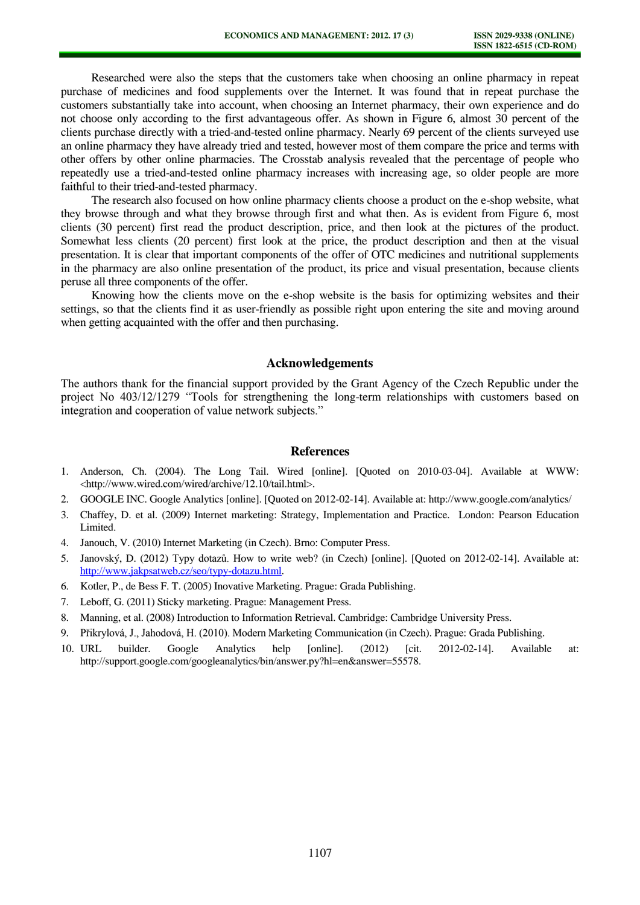Researched were also the steps that the customers take when choosing an online pharmacy in repeat purchase of medicines and food supplements over the Internet. It was found that in repeat purchase the customers substantially take into account, when choosing an Internet pharmacy, their own experience and do not choose only according to the first advantageous offer. As shown in Figure 6, almost 30 percent of the clients purchase directly with a tried-and-tested online pharmacy. Nearly 69 percent of the clients surveyed use an online pharmacy they have already tried and tested, however most of them compare the price and terms with other offers by other online pharmacies. The Crosstab analysis revealed that the percentage of people who repeatedly use a tried-and-tested online pharmacy increases with increasing age, so older people are more faithful to their tried-and-tested pharmacy.

The research also focused on how online pharmacy clients choose a product on the e-shop website, what they browse through and what they browse through first and what then. As is evident from Figure 6, most clients (30 percent) first read the product description, price, and then look at the pictures of the product. Somewhat less clients (20 percent) first look at the price, the product description and then at the visual presentation. It is clear that important components of the offer of OTC medicines and nutritional supplements in the pharmacy are also online presentation of the product, its price and visual presentation, because clients peruse all three components of the offer.

Knowing how the clients move on the e-shop website is the basis for optimizing websites and their settings, so that the clients find it as user-friendly as possible right upon entering the site and moving around when getting acquainted with the offer and then purchasing.

## Acknowledgements

The authors thank for the financial support provided by the Grant Agency of the Czech Republic under the project No 403/12/1279 "Tools for strengthening the long-term relationships with customers based on integration and cooperation of value network subjects."

## References

1. Anderson, Ch. (2004). The Long Tail. Wired [online]. [Quoted on 2010-03-04]. Available at WWW: <http://www.wired.com/wired/archive/12.10/tail.html>.
2. GOOGLE INC. Google Analytics [online]. [Quoted on 2012-02-14]. Available at: http://www.google.com/analytics/
3. Chaffey, D. et al. (2009) Internet marketing: Strategy, Implementation and Practice. London: Pearson Education Limited.
4. Janouch, V. (2010) Internet Marketing (in Czech). Brno: Computer Press.
5. Janovský, D. (2012) Typy dotazů. How to write web? (in Czech) [online]. [Quoted on 2012-02-14]. Available at: http://www.jakpsatweb.cz/seo/typy-dotazu.html.
6. Kotler, P., de Bess F. T. (2005) Inovative Marketing. Prague: Grada Publishing.
7. Leboff, G. (2011) Sticky marketing. Prague: Management Press.
8. Manning, et al. (2008) Introduction to Information Retrieval. Cambridge: Cambridge University Press.
9. Přikrylová, J., Jahodová, H. (2010). Modern Marketing Communication (in Czech). Prague: Grada Publishing.
10. URL builder. Google Analytics help [online]. (2012) [cit. 2012-02-14]. Available at: http://support.google.com/googleanalytics/bin/answer.py?hl=en&answer=55578.